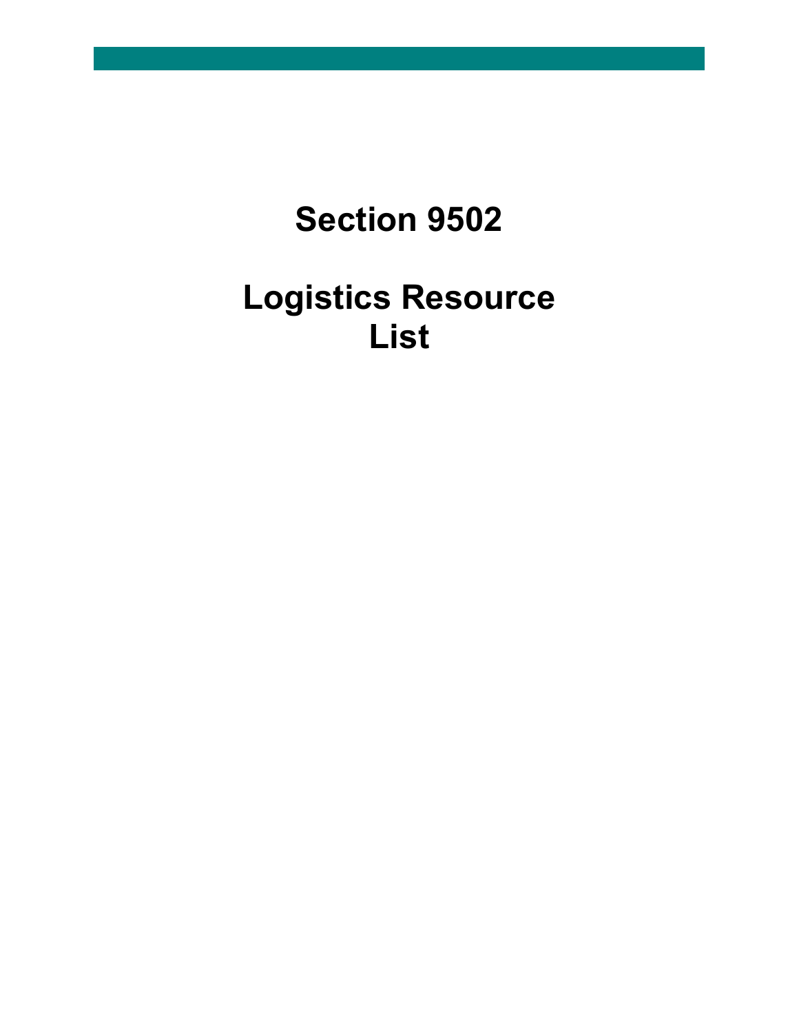# Section 9502

# Logistics Resource List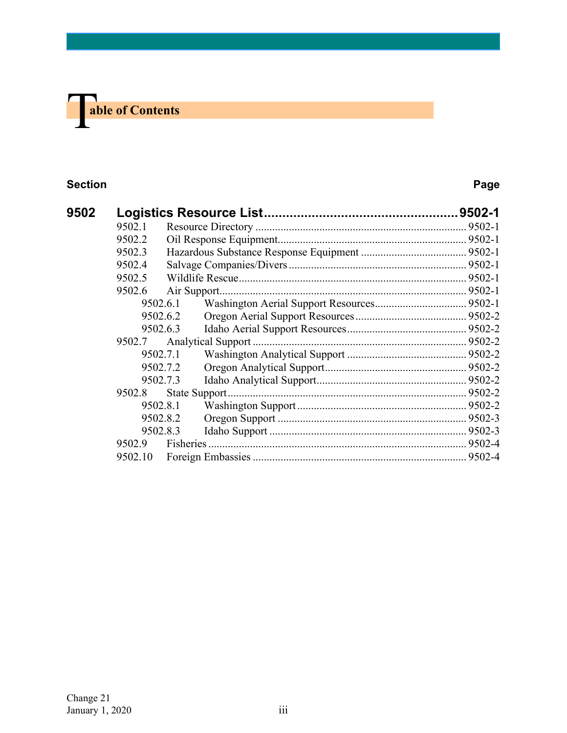# Table of Contents

| Section | | Page |
|---|---|---|
| **9502** | **Logistics Resource List** | **9502-1** |
| 9502.1 | Resource Directory | 9502-1 |
| 9502.2 | Oil Response Equipment | 9502-1 |
| 9502.3 | Hazardous Substance Response Equipment | 9502-1 |
| 9502.4 | Salvage Companies/Divers | 9502-1 |
| 9502.5 | Wildlife Rescue | 9502-1 |
| 9502.6 | Air Support | 9502-1 |
| 9502.6.1 | Washington Aerial Support Resources | 9502-1 |
| 9502.6.2 | Oregon Aerial Support Resources | 9502-2 |
| 9502.6.3 | Idaho Aerial Support Resources | 9502-2 |
| 9502.7 | Analytical Support | 9502-2 |
| 9502.7.1 | Washington Analytical Support | 9502-2 |
| 9502.7.2 | Oregon Analytical Support | 9502-2 |
| 9502.7.3 | Idaho Analytical Support | 9502-2 |
| 9502.8 | State Support | 9502-2 |
| 9502.8.1 | Washington Support | 9502-2 |
| 9502.8.2 | Oregon Support | 9502-3 |
| 9502.8.3 | Idaho Support | 9502-3 |
| 9502.9 | Fisheries | 9502-4 |
| 9502.10 | Foreign Embassies | 9502-4 |

Change 21
January 1, 2020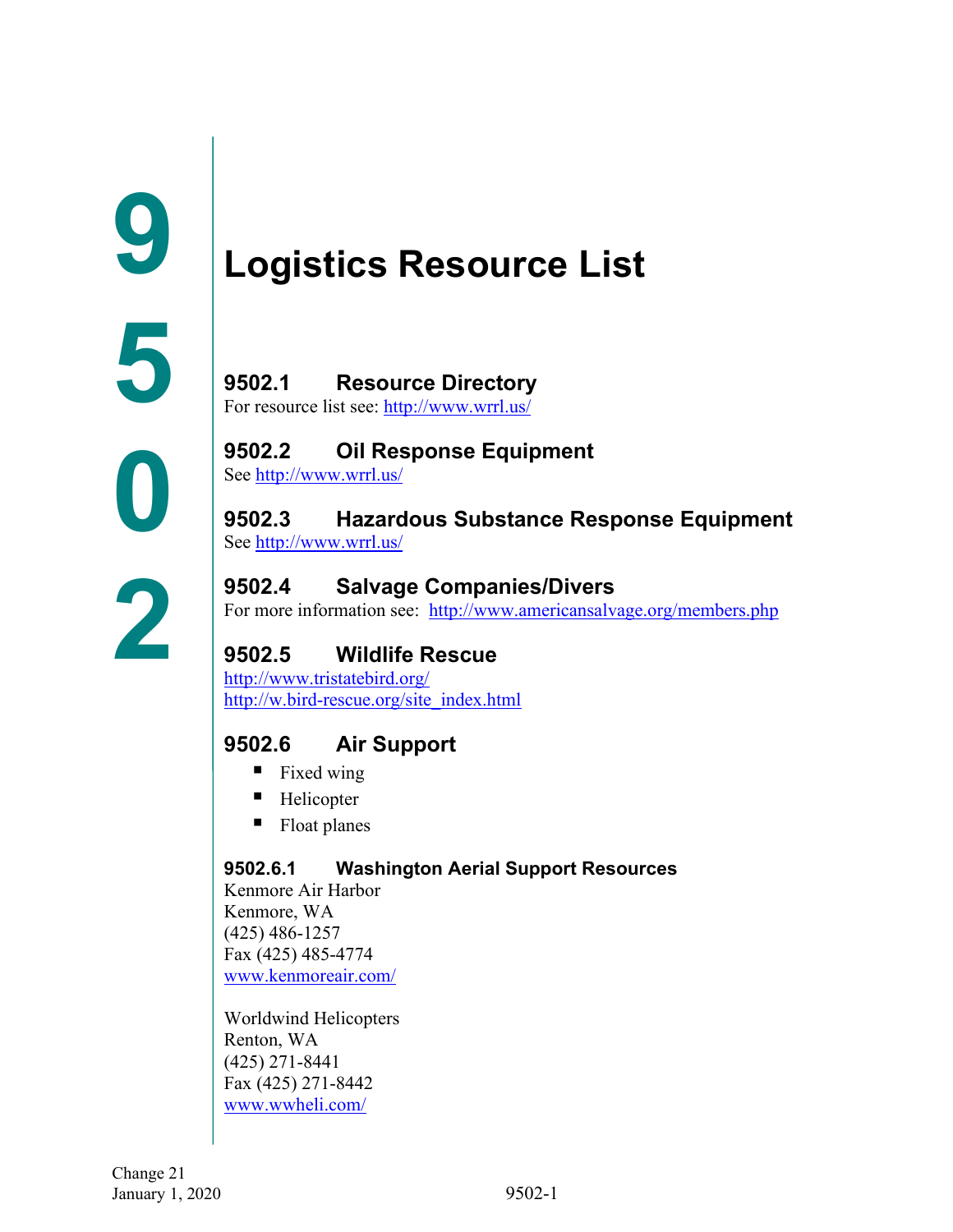# 9502 Logistics Resource List

## 9502.1 Resource Directory

For resource list see: http://www.wrrl.us/

## 9502.2 Oil Response Equipment

See http://www.wrrl.us/

## 9502.3 Hazardous Substance Response Equipment

See http://www.wrrl.us/

## 9502.4 Salvage Companies/Divers

For more information see: http://www.americansalvage.org/members.php

## 9502.5 Wildlife Rescue

http://www.tristatebird.org/
http://w.bird-rescue.org/site_index.html

## 9502.6 Air Support

- Fixed wing
- Helicopter
- Float planes

### 9502.6.1 Washington Aerial Support Resources

Kenmore Air Harbor
Kenmore, WA
(425) 486-1257
Fax (425) 485-4774
www.kenmoreair.com/

Worldwind Helicopters
Renton, WA
(425) 271-8441
Fax (425) 271-8442
www.wwheli.com/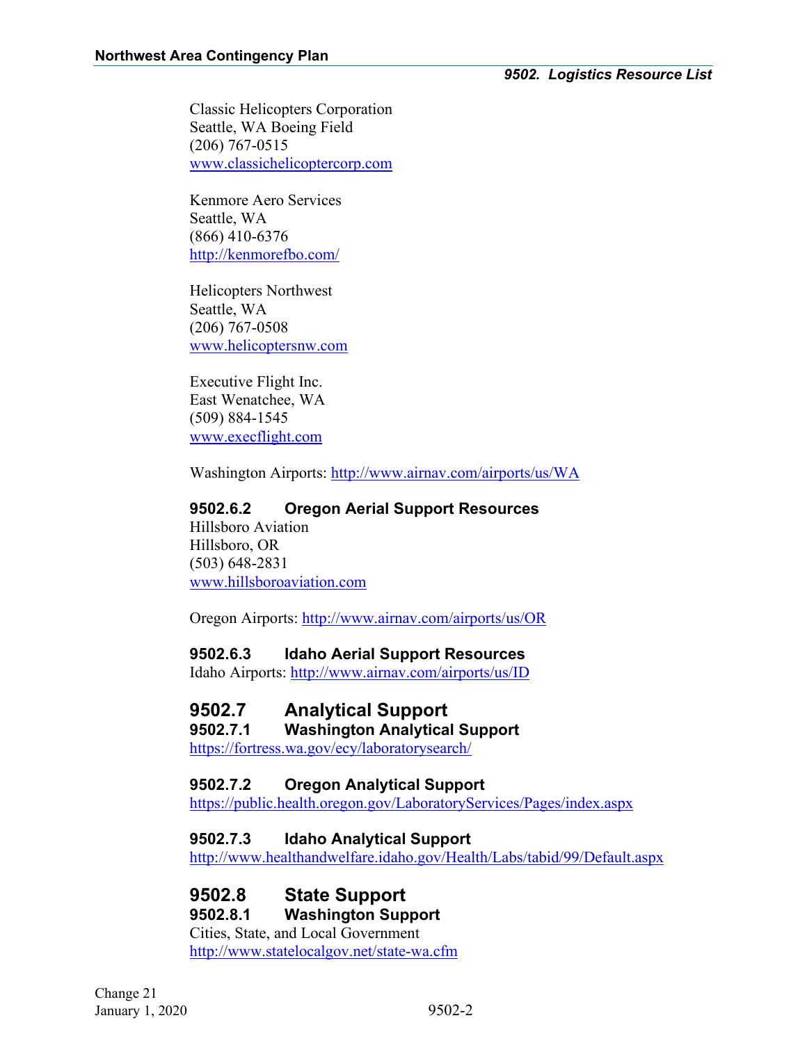Classic Helicopters Corporation
Seattle, WA Boeing Field
(206) 767-0515
[www.classichelicoptercorp.com](http://www.classichelicoptercorp.com)

Kenmore Aero Services
Seattle, WA
(866) 410-6376
[http://kenmorefbo.com/](http://kenmorefbo.com/)

Helicopters Northwest
Seattle, WA
(206) 767-0508
[www.helicoptersnw.com](http://www.helicoptersnw.com)

Executive Flight Inc.
East Wenatchee, WA
(509) 884-1545
[www.execflight.com](http://www.execflight.com)

Washington Airports: [http://www.airnav.com/airports/us/WA](http://www.airnav.com/airports/us/WA)

### 9502.6.2 Oregon Aerial Support Resources

Hillsboro Aviation
Hillsboro, OR
(503) 648-2831
[www.hillsboroaviation.com](http://www.hillsboroaviation.com)

Oregon Airports: [http://www.airnav.com/airports/us/OR](http://www.airnav.com/airports/us/OR)

### 9502.6.3 Idaho Aerial Support Resources

Idaho Airports: [http://www.airnav.com/airports/us/ID](http://www.airnav.com/airports/us/ID)

## 9502.7 Analytical Support

### 9502.7.1 Washington Analytical Support

[https://fortress.wa.gov/ecy/laboratorysearch/](https://fortress.wa.gov/ecy/laboratorysearch/)

### 9502.7.2 Oregon Analytical Support

[https://public.health.oregon.gov/LaboratoryServices/Pages/index.aspx](https://public.health.oregon.gov/LaboratoryServices/Pages/index.aspx)

### 9502.7.3 Idaho Analytical Support

[http://www.healthandwelfare.idaho.gov/Health/Labs/tabid/99/Default.aspx](http://www.healthandwelfare.idaho.gov/Health/Labs/tabid/99/Default.aspx)

## 9502.8 State Support

### 9502.8.1 Washington Support

Cities, State, and Local Government
[http://www.statelocalgov.net/state-wa.cfm](http://www.statelocalgov.net/state-wa.cfm)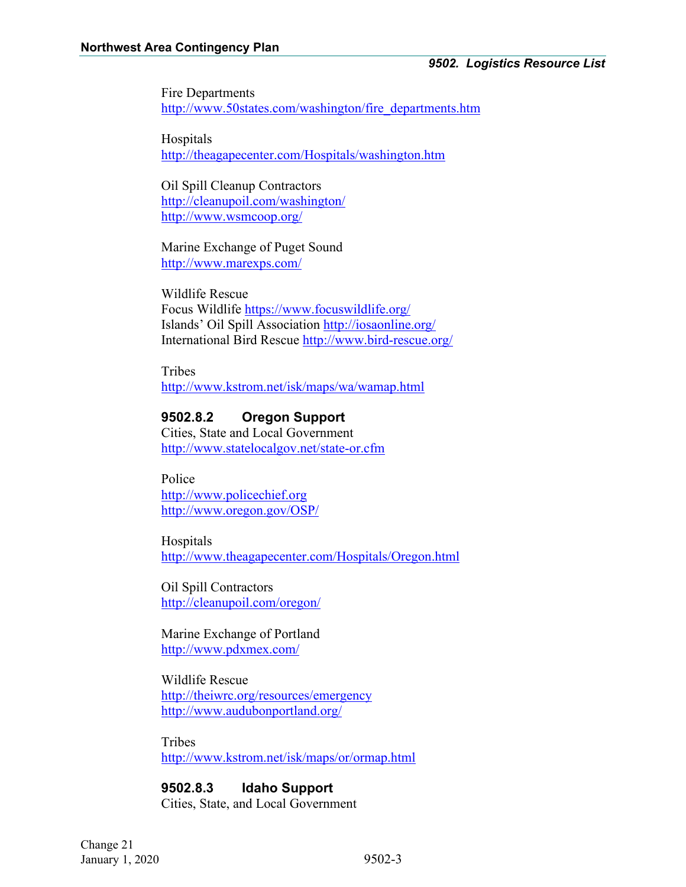Fire Departments
http://www.50states.com/washington/fire_departments.htm

Hospitals
http://theagapecenter.com/Hospitals/washington.htm

Oil Spill Cleanup Contractors
http://cleanupoil.com/washington/
http://www.wsmcoop.org/

Marine Exchange of Puget Sound
http://www.marexps.com/

Wildlife Rescue
Focus Wildlife https://www.focuswildlife.org/
Islands' Oil Spill Association http://iosaonline.org/
International Bird Rescue http://www.bird-rescue.org/

Tribes
http://www.kstrom.net/isk/maps/wa/wamap.html

### 9502.8.2 Oregon Support

Cities, State and Local Government
http://www.statelocalgov.net/state-or.cfm

Police
http://www.policechief.org
http://www.oregon.gov/OSP/

Hospitals
http://www.theagapecenter.com/Hospitals/Oregon.html

Oil Spill Contractors
http://cleanupoil.com/oregon/

Marine Exchange of Portland
http://www.pdxmex.com/

Wildlife Rescue
http://theiwrc.org/resources/emergency
http://www.audubonportland.org/

Tribes
http://www.kstrom.net/isk/maps/or/ormap.html

### 9502.8.3 Idaho Support

Cities, State, and Local Government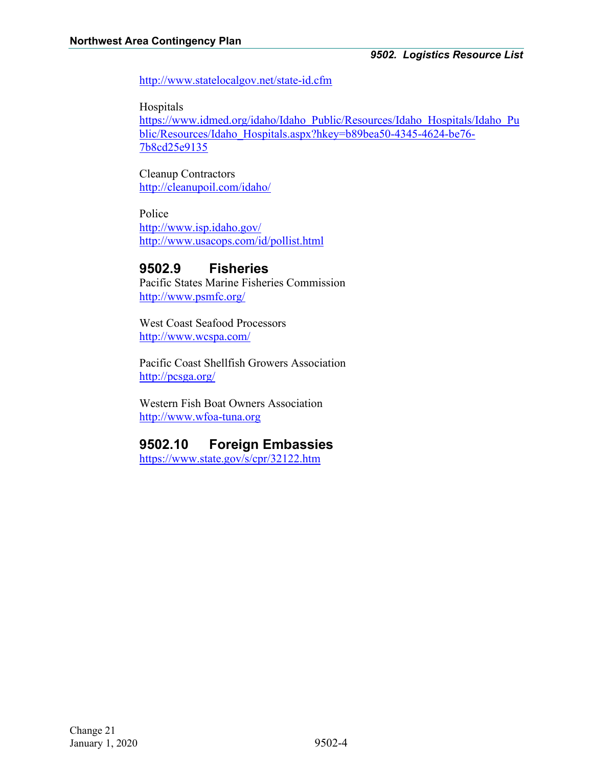http://www.statelocalgov.net/state-id.cfm

Hospitals
https://www.idmed.org/idaho/Idaho_Public/Resources/Idaho_Hospitals/Idaho_Public/Resources/Idaho_Hospitals.aspx?hkey=b89bea50-4345-4624-be76-7b8cd25e9135

Cleanup Contractors
http://cleanupoil.com/idaho/

Police
http://www.isp.idaho.gov/
http://www.usacops.com/id/pollist.html

## 9502.9 Fisheries

Pacific States Marine Fisheries Commission
http://www.psmfc.org/

West Coast Seafood Processors
http://www.wcspa.com/

Pacific Coast Shellfish Growers Association
http://pcsga.org/

Western Fish Boat Owners Association
http://www.wfoa-tuna.org

## 9502.10 Foreign Embassies

https://www.state.gov/s/cpr/32122.htm